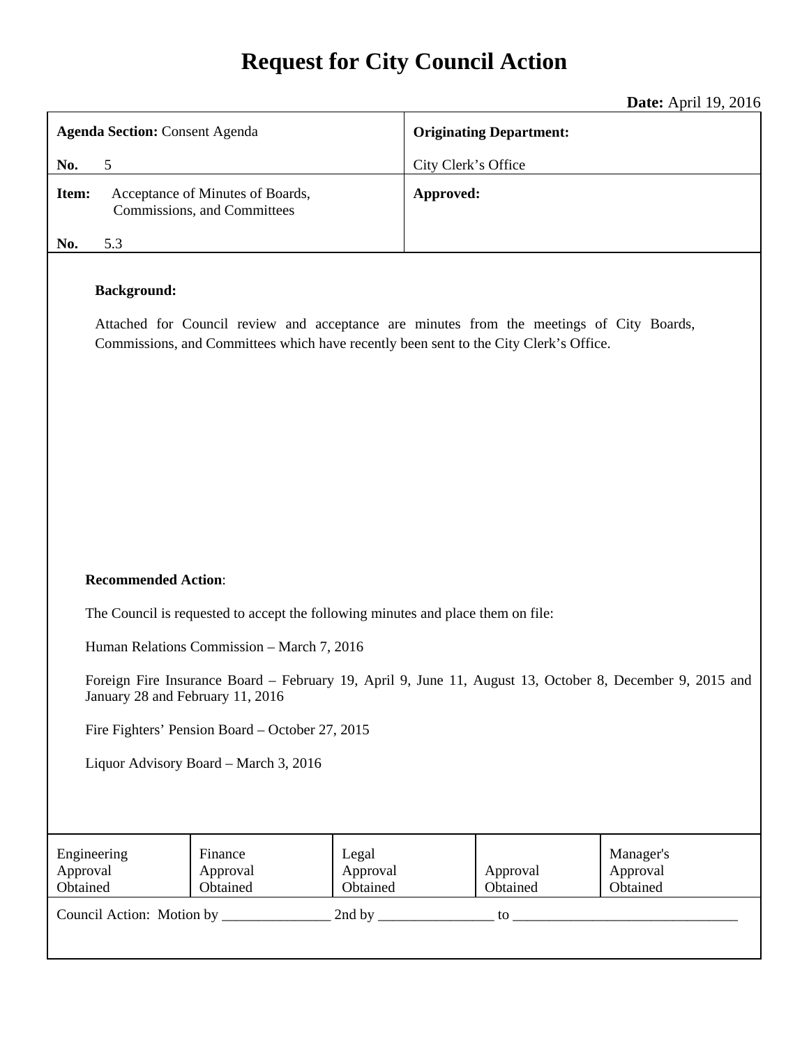# Request for City Council Action

**Date:** April 19, 2016

| **Agenda Section:** Consent Agenda<br>**No.** 5 | **Originating Department:**<br>City Clerk's Office |
|---|---|
| **Item:** Acceptance of Minutes of Boards, Commissions, and Committees<br>**No.** 5.3 | **Approved:** |

**Background:**

Attached for Council review and acceptance are minutes from the meetings of City Boards, Commissions, and Committees which have recently been sent to the City Clerk's Office.

**Recommended Action**:

The Council is requested to accept the following minutes and place them on file:

Human Relations Commission – March 7, 2016

Foreign Fire Insurance Board – February 19, April 9, June 11, August 13, October 8, December 9, 2015 and January 28 and February 11, 2016

Fire Fighters' Pension Board – October 27, 2015

Liquor Advisory Board – March 3, 2016

| Engineering Approval Obtained | Finance Approval Obtained | Legal Approval Obtained | Approval Obtained | Manager's Approval Obtained |
|---|---|---|---|---|

Council Action: Motion by _______________ 2nd by ________________ to ________________________________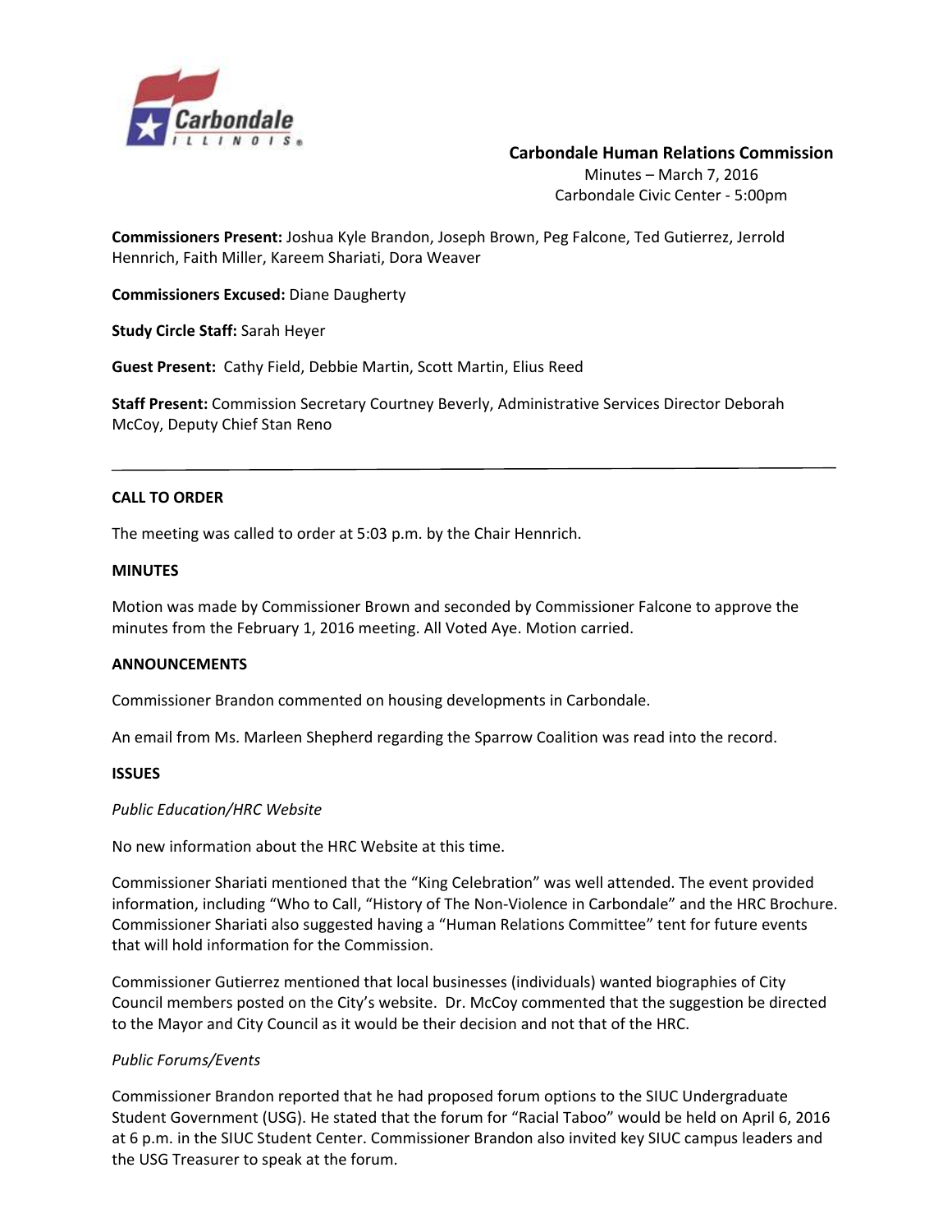**Carbondale Human Relations Commission**
Minutes – March 7, 2016
Carbondale Civic Center - 5:00pm

**Commissioners Present:** Joshua Kyle Brandon, Joseph Brown, Peg Falcone, Ted Gutierrez, Jerrold Hennrich, Faith Miller, Kareem Shariati, Dora Weaver

**Commissioners Excused:** Diane Daugherty

**Study Circle Staff:** Sarah Heyer

**Guest Present:** Cathy Field, Debbie Martin, Scott Martin, Elius Reed

**Staff Present:** Commission Secretary Courtney Beverly, Administrative Services Director Deborah McCoy, Deputy Chief Stan Reno

---

**CALL TO ORDER**

The meeting was called to order at 5:03 p.m. by the Chair Hennrich.

**MINUTES**

Motion was made by Commissioner Brown and seconded by Commissioner Falcone to approve the minutes from the February 1, 2016 meeting. All Voted Aye. Motion carried.

**ANNOUNCEMENTS**

Commissioner Brandon commented on housing developments in Carbondale.

An email from Ms. Marleen Shepherd regarding the Sparrow Coalition was read into the record.

**ISSUES**

*Public Education/HRC Website*

No new information about the HRC Website at this time.

Commissioner Shariati mentioned that the "King Celebration" was well attended. The event provided information, including "Who to Call, "History of The Non-Violence in Carbondale" and the HRC Brochure. Commissioner Shariati also suggested having a "Human Relations Committee" tent for future events that will hold information for the Commission.

Commissioner Gutierrez mentioned that local businesses (individuals) wanted biographies of City Council members posted on the City's website. Dr. McCoy commented that the suggestion be directed to the Mayor and City Council as it would be their decision and not that of the HRC.

*Public Forums/Events*

Commissioner Brandon reported that he had proposed forum options to the SIUC Undergraduate Student Government (USG). He stated that the forum for "Racial Taboo" would be held on April 6, 2016 at 6 p.m. in the SIUC Student Center. Commissioner Brandon also invited key SIUC campus leaders and the USG Treasurer to speak at the forum.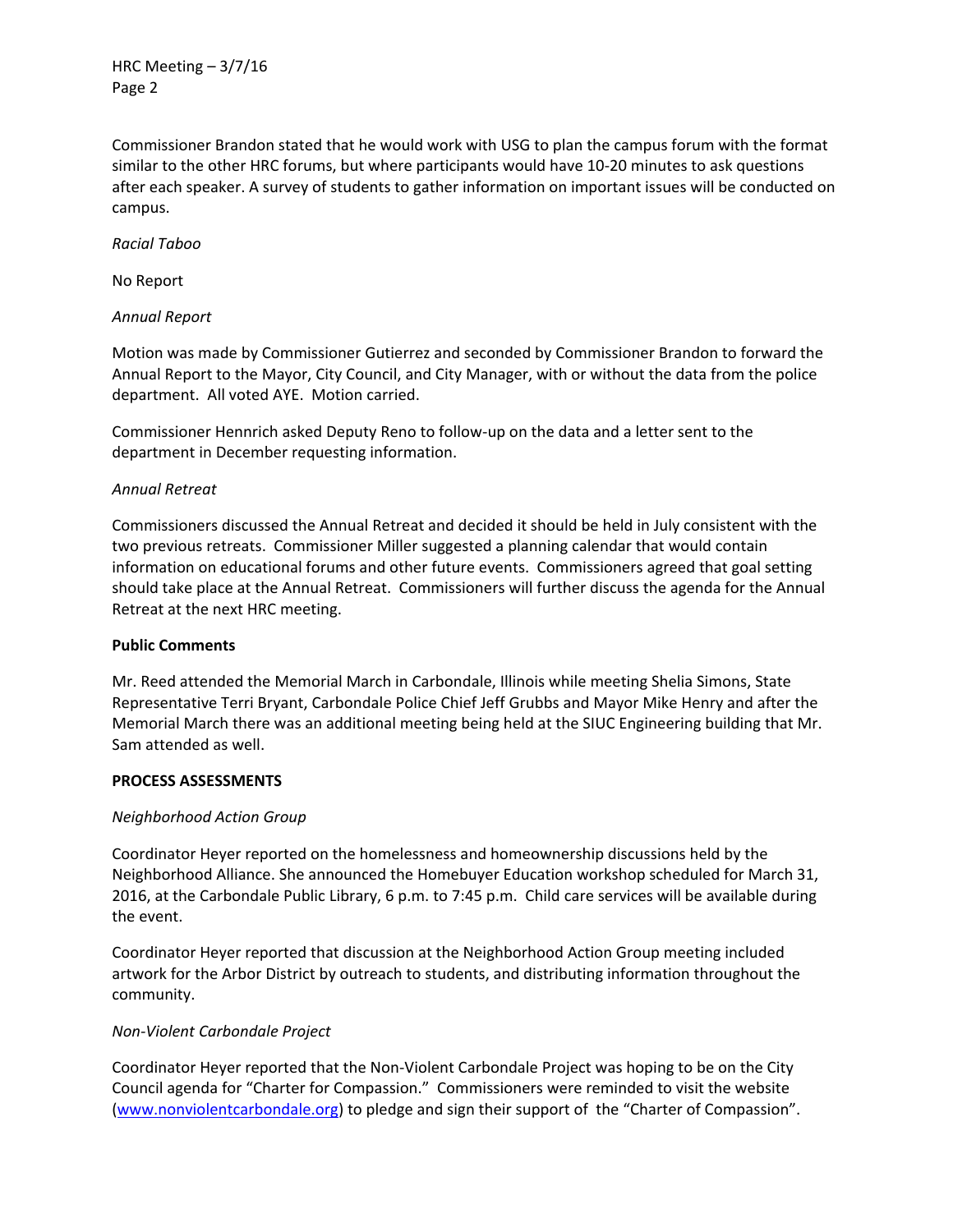Commissioner Brandon stated that he would work with USG to plan the campus forum with the format similar to the other HRC forums, but where participants would have 10-20 minutes to ask questions after each speaker. A survey of students to gather information on important issues will be conducted on campus.

*Racial Taboo*

No Report

*Annual Report*

Motion was made by Commissioner Gutierrez and seconded by Commissioner Brandon to forward the Annual Report to the Mayor, City Council, and City Manager, with or without the data from the police department. All voted AYE. Motion carried.

Commissioner Hennrich asked Deputy Reno to follow-up on the data and a letter sent to the department in December requesting information.

*Annual Retreat*

Commissioners discussed the Annual Retreat and decided it should be held in July consistent with the two previous retreats. Commissioner Miller suggested a planning calendar that would contain information on educational forums and other future events. Commissioners agreed that goal setting should take place at the Annual Retreat. Commissioners will further discuss the agenda for the Annual Retreat at the next HRC meeting.

**Public Comments**

Mr. Reed attended the Memorial March in Carbondale, Illinois while meeting Shelia Simons, State Representative Terri Bryant, Carbondale Police Chief Jeff Grubbs and Mayor Mike Henry and after the Memorial March there was an additional meeting being held at the SIUC Engineering building that Mr. Sam attended as well.

**PROCESS ASSESSMENTS**

*Neighborhood Action Group*

Coordinator Heyer reported on the homelessness and homeownership discussions held by the Neighborhood Alliance. She announced the Homebuyer Education workshop scheduled for March 31, 2016, at the Carbondale Public Library, 6 p.m. to 7:45 p.m. Child care services will be available during the event.

Coordinator Heyer reported that discussion at the Neighborhood Action Group meeting included artwork for the Arbor District by outreach to students, and distributing information throughout the community.

*Non-Violent Carbondale Project*

Coordinator Heyer reported that the Non-Violent Carbondale Project was hoping to be on the City Council agenda for "Charter for Compassion." Commissioners were reminded to visit the website (www.nonviolentcarbondale.org) to pledge and sign their support of the "Charter of Compassion".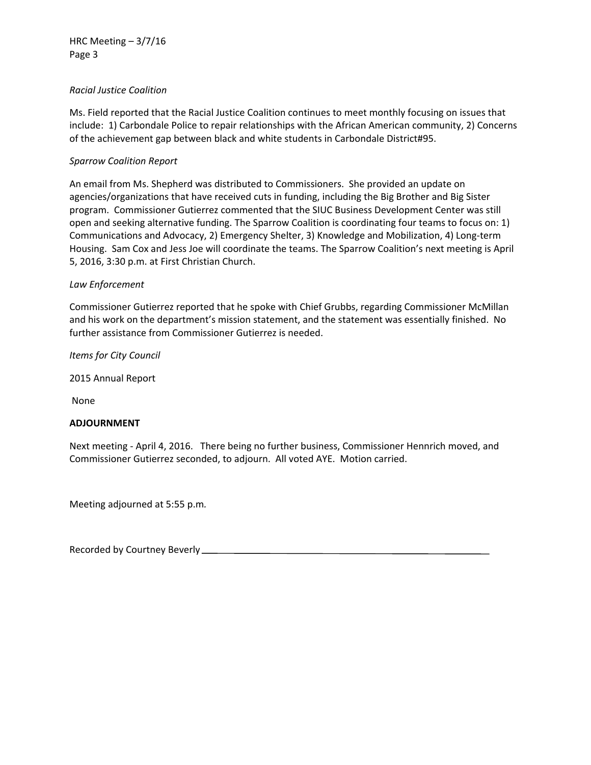*Racial Justice Coalition*

Ms. Field reported that the Racial Justice Coalition continues to meet monthly focusing on issues that include: 1) Carbondale Police to repair relationships with the African American community, 2) Concerns of the achievement gap between black and white students in Carbondale District#95.

*Sparrow Coalition Report*

An email from Ms. Shepherd was distributed to Commissioners. She provided an update on agencies/organizations that have received cuts in funding, including the Big Brother and Big Sister program. Commissioner Gutierrez commented that the SIUC Business Development Center was still open and seeking alternative funding. The Sparrow Coalition is coordinating four teams to focus on: 1) Communications and Advocacy, 2) Emergency Shelter, 3) Knowledge and Mobilization, 4) Long-term Housing. Sam Cox and Jess Joe will coordinate the teams. The Sparrow Coalition's next meeting is April 5, 2016, 3:30 p.m. at First Christian Church.

*Law Enforcement*

Commissioner Gutierrez reported that he spoke with Chief Grubbs, regarding Commissioner McMillan and his work on the department's mission statement, and the statement was essentially finished. No further assistance from Commissioner Gutierrez is needed.

*Items for City Council*

2015 Annual Report

None

**ADJOURNMENT**

Next meeting - April 4, 2016. There being no further business, Commissioner Hennrich moved, and Commissioner Gutierrez seconded, to adjourn. All voted AYE. Motion carried.

Meeting adjourned at 5:55 p.m.

Recorded by Courtney Beverly ____________________________________________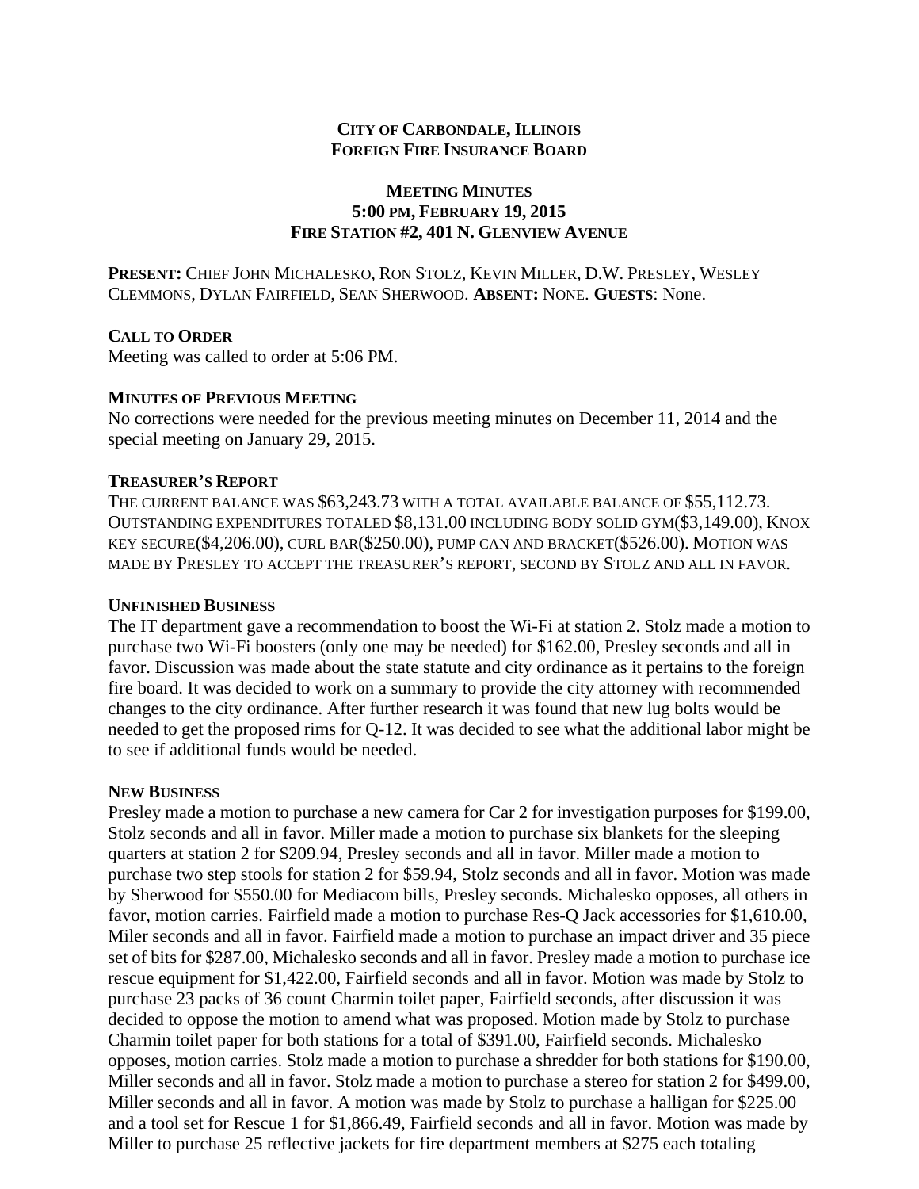**CITY OF CARBONDALE, ILLINOIS**
**FOREIGN FIRE INSURANCE BOARD**

**MEETING MINUTES**
**5:00 PM, FEBRUARY 19, 2015**
**FIRE STATION #2, 401 N. GLENVIEW AVENUE**

**PRESENT:** CHIEF JOHN MICHALESKO, RON STOLZ, KEVIN MILLER, D.W. PRESLEY, WESLEY CLEMMONS, DYLAN FAIRFIELD, SEAN SHERWOOD. **ABSENT:** NONE. **GUESTS**: None.

**CALL TO ORDER**
Meeting was called to order at 5:06 PM.

**MINUTES OF PREVIOUS MEETING**
No corrections were needed for the previous meeting minutes on December 11, 2014 and the special meeting on January 29, 2015.

**TREASURER'S REPORT**
THE CURRENT BALANCE WAS $63,243.73 WITH A TOTAL AVAILABLE BALANCE OF $55,112.73. OUTSTANDING EXPENDITURES TOTALED $8,131.00 INCLUDING BODY SOLID GYM($3,149.00), KNOX KEY SECURE($4,206.00), CURL BAR($250.00), PUMP CAN AND BRACKET($526.00). MOTION WAS MADE BY PRESLEY TO ACCEPT THE TREASURER'S REPORT, SECOND BY STOLZ AND ALL IN FAVOR.

**UNFINISHED BUSINESS**
The IT department gave a recommendation to boost the Wi-Fi at station 2. Stolz made a motion to purchase two Wi-Fi boosters (only one may be needed) for $162.00, Presley seconds and all in favor. Discussion was made about the state statute and city ordinance as it pertains to the foreign fire board. It was decided to work on a summary to provide the city attorney with recommended changes to the city ordinance. After further research it was found that new lug bolts would be needed to get the proposed rims for Q-12. It was decided to see what the additional labor might be to see if additional funds would be needed.

**NEW BUSINESS**
Presley made a motion to purchase a new camera for Car 2 for investigation purposes for $199.00, Stolz seconds and all in favor. Miller made a motion to purchase six blankets for the sleeping quarters at station 2 for $209.94, Presley seconds and all in favor. Miller made a motion to purchase two step stools for station 2 for $59.94, Stolz seconds and all in favor. Motion was made by Sherwood for $550.00 for Mediacom bills, Presley seconds. Michalesko opposes, all others in favor, motion carries. Fairfield made a motion to purchase Res-Q Jack accessories for $1,610.00, Miler seconds and all in favor. Fairfield made a motion to purchase an impact driver and 35 piece set of bits for $287.00, Michalesko seconds and all in favor. Presley made a motion to purchase ice rescue equipment for $1,422.00, Fairfield seconds and all in favor. Motion was made by Stolz to purchase 23 packs of 36 count Charmin toilet paper, Fairfield seconds, after discussion it was decided to oppose the motion to amend what was proposed. Motion made by Stolz to purchase Charmin toilet paper for both stations for a total of $391.00, Fairfield seconds. Michalesko opposes, motion carries. Stolz made a motion to purchase a shredder for both stations for $190.00, Miller seconds and all in favor. Stolz made a motion to purchase a stereo for station 2 for $499.00, Miller seconds and all in favor. A motion was made by Stolz to purchase a halligan for $225.00 and a tool set for Rescue 1 for $1,866.49, Fairfield seconds and all in favor. Motion was made by Miller to purchase 25 reflective jackets for fire department members at $275 each totaling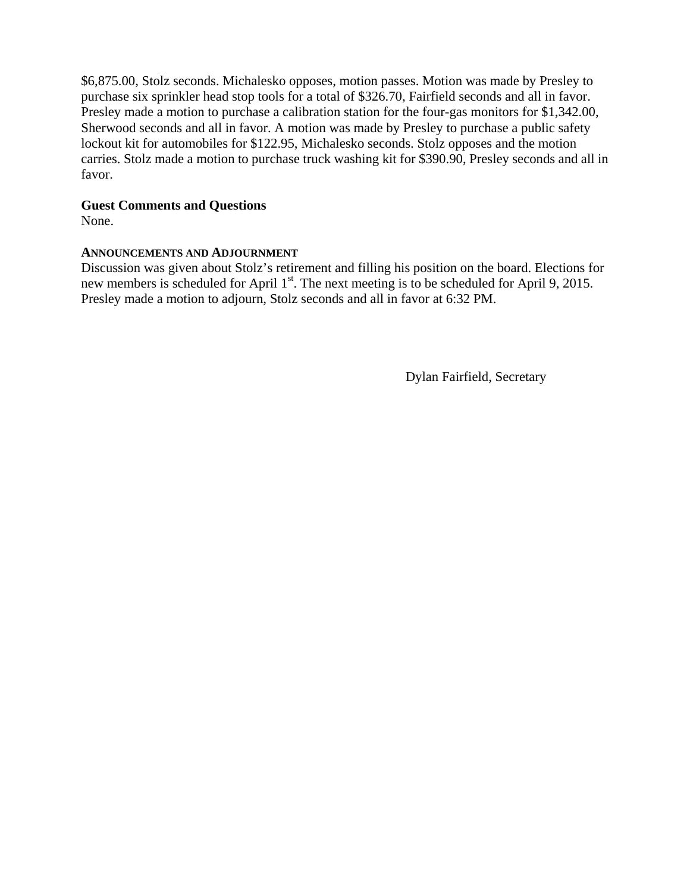$6,875.00, Stolz seconds. Michalesko opposes, motion passes. Motion was made by Presley to purchase six sprinkler head stop tools for a total of $326.70, Fairfield seconds and all in favor. Presley made a motion to purchase a calibration station for the four-gas monitors for $1,342.00, Sherwood seconds and all in favor. A motion was made by Presley to purchase a public safety lockout kit for automobiles for $122.95, Michalesko seconds. Stolz opposes and the motion carries. Stolz made a motion to purchase truck washing kit for $390.90, Presley seconds and all in favor.

**Guest Comments and Questions**

None.

**ANNOUNCEMENTS AND ADJOURNMENT**

Discussion was given about Stolz's retirement and filling his position on the board. Elections for new members is scheduled for April 1st. The next meeting is to be scheduled for April 9, 2015. Presley made a motion to adjourn, Stolz seconds and all in favor at 6:32 PM.

Dylan Fairfield, Secretary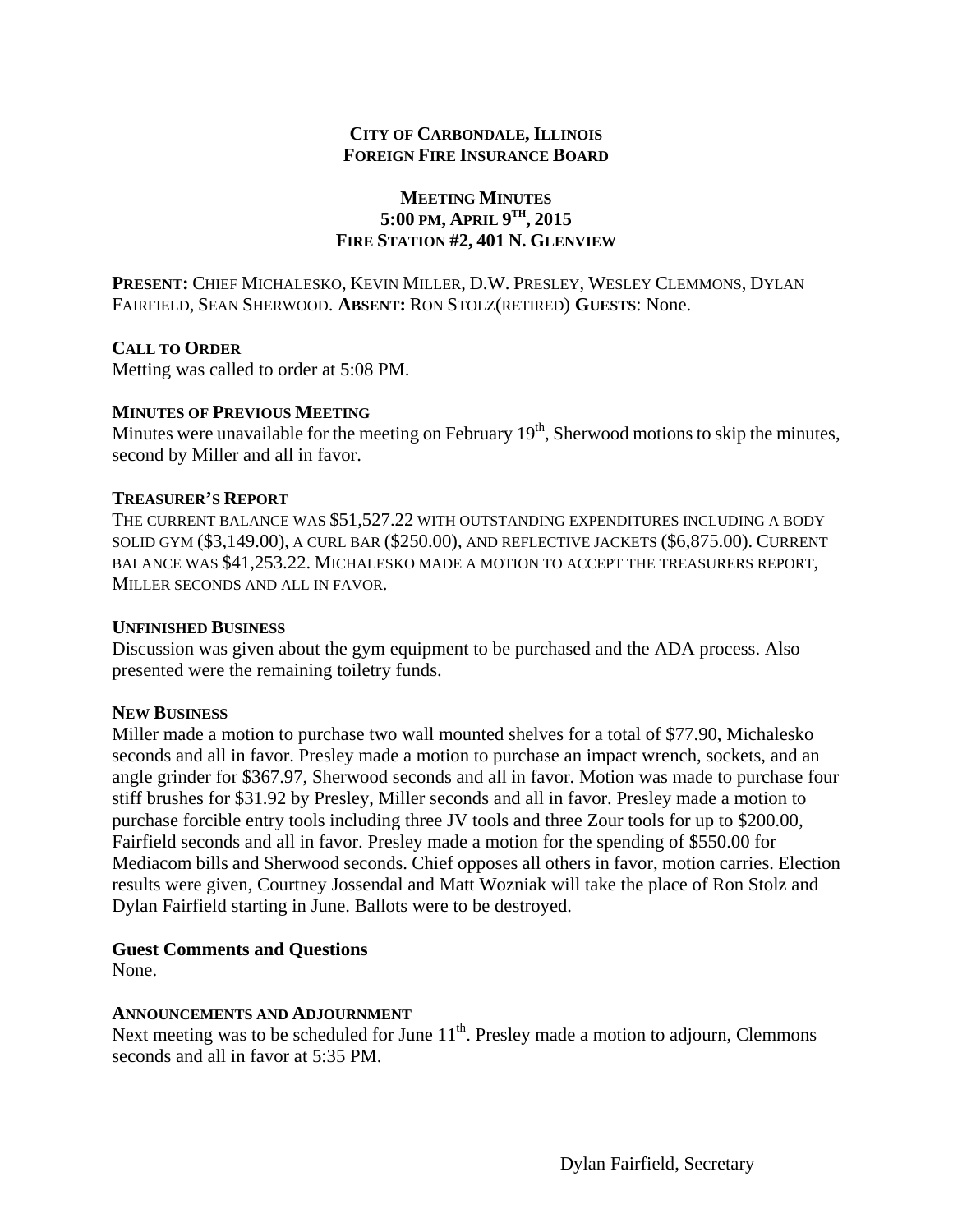**CITY OF CARBONDALE, ILLINOIS**
**FOREIGN FIRE INSURANCE BOARD**

**MEETING MINUTES**
**5:00 PM, APRIL 9TH, 2015**
**FIRE STATION #2, 401 N. GLENVIEW**

**PRESENT:** CHIEF MICHALESKO, KEVIN MILLER, D.W. PRESLEY, WESLEY CLEMMONS, DYLAN FAIRFIELD, SEAN SHERWOOD. **ABSENT:** RON STOLZ(RETIRED) **GUESTS**: None.

**CALL TO ORDER**
Metting was called to order at 5:08 PM.

**MINUTES OF PREVIOUS MEETING**
Minutes were unavailable for the meeting on February 19th, Sherwood motions to skip the minutes, second by Miller and all in favor.

**TREASURER'S REPORT**
THE CURRENT BALANCE WAS $51,527.22 WITH OUTSTANDING EXPENDITURES INCLUDING A BODY SOLID GYM ($3,149.00), A CURL BAR ($250.00), AND REFLECTIVE JACKETS ($6,875.00). CURRENT BALANCE WAS $41,253.22. MICHALESKO MADE A MOTION TO ACCEPT THE TREASURERS REPORT, MILLER SECONDS AND ALL IN FAVOR.

**UNFINISHED BUSINESS**
Discussion was given about the gym equipment to be purchased and the ADA process. Also presented were the remaining toiletry funds.

**NEW BUSINESS**
Miller made a motion to purchase two wall mounted shelves for a total of $77.90, Michalesko seconds and all in favor. Presley made a motion to purchase an impact wrench, sockets, and an angle grinder for $367.97, Sherwood seconds and all in favor. Motion was made to purchase four stiff brushes for $31.92 by Presley, Miller seconds and all in favor. Presley made a motion to purchase forcible entry tools including three JV tools and three Zour tools for up to $200.00, Fairfield seconds and all in favor. Presley made a motion for the spending of $550.00 for Mediacom bills and Sherwood seconds. Chief opposes all others in favor, motion carries. Election results were given, Courtney Jossendal and Matt Wozniak will take the place of Ron Stolz and Dylan Fairfield starting in June. Ballots were to be destroyed.

**Guest Comments and Questions**
None.

**ANNOUNCEMENTS AND ADJOURNMENT**
Next meeting was to be scheduled for June 11th. Presley made a motion to adjourn, Clemmons seconds and all in favor at 5:35 PM.

Dylan Fairfield, Secretary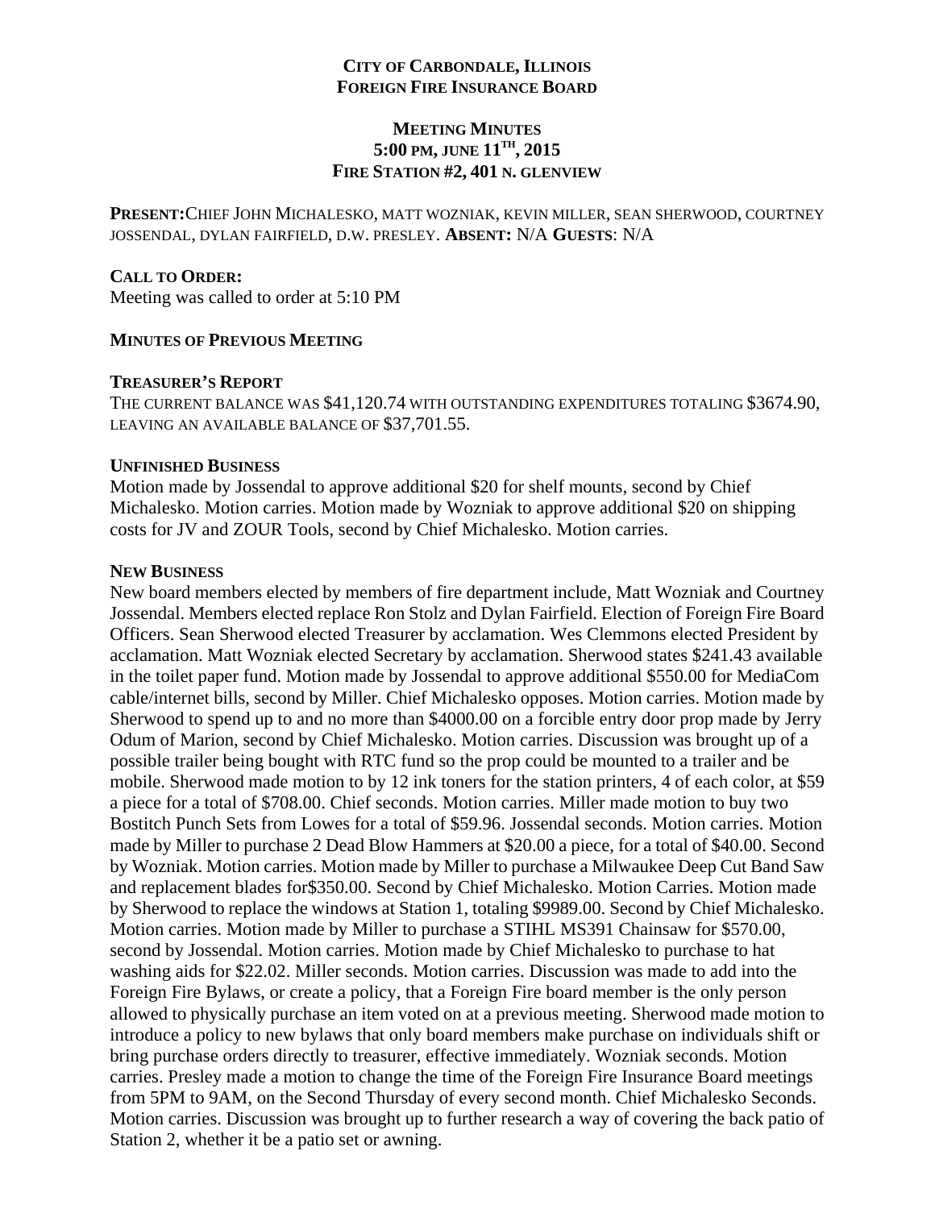**City of Carbondale, Illinois**
**Foreign Fire Insurance Board**

**Meeting Minutes**
**5:00 PM, June 11th, 2015**
**Fire Station #2, 401 N. Glenview**

**Present:** Chief John Michalesko, Matt Wozniak, Kevin Miller, Sean Sherwood, Courtney Jossendal, Dylan Fairfield, D.W. Presley. **Absent:** N/A **Guests**: N/A

**Call to Order:**
Meeting was called to order at 5:10 PM

**Minutes of Previous Meeting**

**Treasurer's Report**
The current balance was $41,120.74 with outstanding expenditures totaling $3674.90, leaving an available balance of $37,701.55.

**Unfinished Business**
Motion made by Jossendal to approve additional $20 for shelf mounts, second by Chief Michalesko. Motion carries. Motion made by Wozniak to approve additional $20 on shipping costs for JV and ZOUR Tools, second by Chief Michalesko. Motion carries.

**New Business**
New board members elected by members of fire department include, Matt Wozniak and Courtney Jossendal. Members elected replace Ron Stolz and Dylan Fairfield. Election of Foreign Fire Board Officers. Sean Sherwood elected Treasurer by acclamation. Wes Clemmons elected President by acclamation. Matt Wozniak elected Secretary by acclamation. Sherwood states $241.43 available in the toilet paper fund. Motion made by Jossendal to approve additional $550.00 for MediaCom cable/internet bills, second by Miller. Chief Michalesko opposes. Motion carries. Motion made by Sherwood to spend up to and no more than $4000.00 on a forcible entry door prop made by Jerry Odum of Marion, second by Chief Michalesko. Motion carries. Discussion was brought up of a possible trailer being bought with RTC fund so the prop could be mounted to a trailer and be mobile. Sherwood made motion to by 12 ink toners for the station printers, 4 of each color, at $59 a piece for a total of $708.00. Chief seconds. Motion carries. Miller made motion to buy two Bostitch Punch Sets from Lowes for a total of $59.96. Jossendal seconds. Motion carries. Motion made by Miller to purchase 2 Dead Blow Hammers at $20.00 a piece, for a total of $40.00. Second by Wozniak. Motion carries. Motion made by Miller to purchase a Milwaukee Deep Cut Band Saw and replacement blades for$350.00. Second by Chief Michalesko. Motion Carries. Motion made by Sherwood to replace the windows at Station 1, totaling $9989.00. Second by Chief Michalesko. Motion carries. Motion made by Miller to purchase a STIHL MS391 Chainsaw for $570.00, second by Jossendal. Motion carries. Motion made by Chief Michalesko to purchase to hat washing aids for $22.02. Miller seconds. Motion carries. Discussion was made to add into the Foreign Fire Bylaws, or create a policy, that a Foreign Fire board member is the only person allowed to physically purchase an item voted on at a previous meeting. Sherwood made motion to introduce a policy to new bylaws that only board members make purchase on individuals shift or bring purchase orders directly to treasurer, effective immediately. Wozniak seconds. Motion carries. Presley made a motion to change the time of the Foreign Fire Insurance Board meetings from 5PM to 9AM, on the Second Thursday of every second month. Chief Michalesko Seconds. Motion carries. Discussion was brought up to further research a way of covering the back patio of Station 2, whether it be a patio set or awning.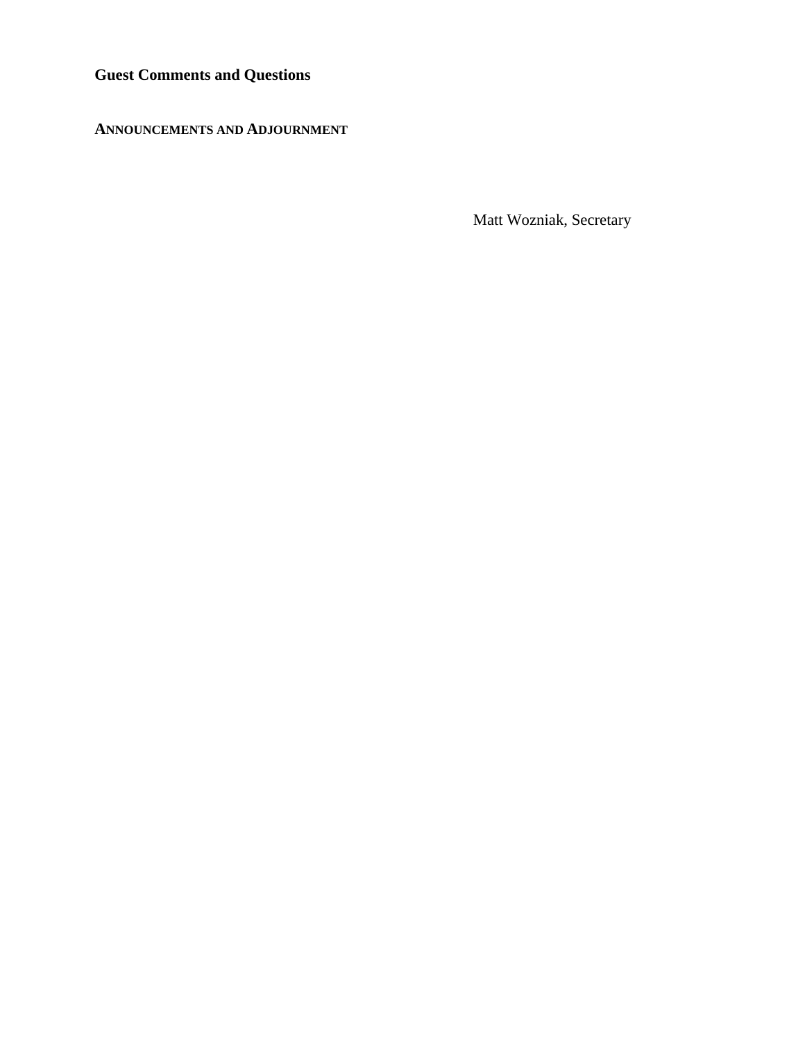**Guest Comments and Questions**

**ANNOUNCEMENTS AND ADJOURNMENT**

Matt Wozniak, Secretary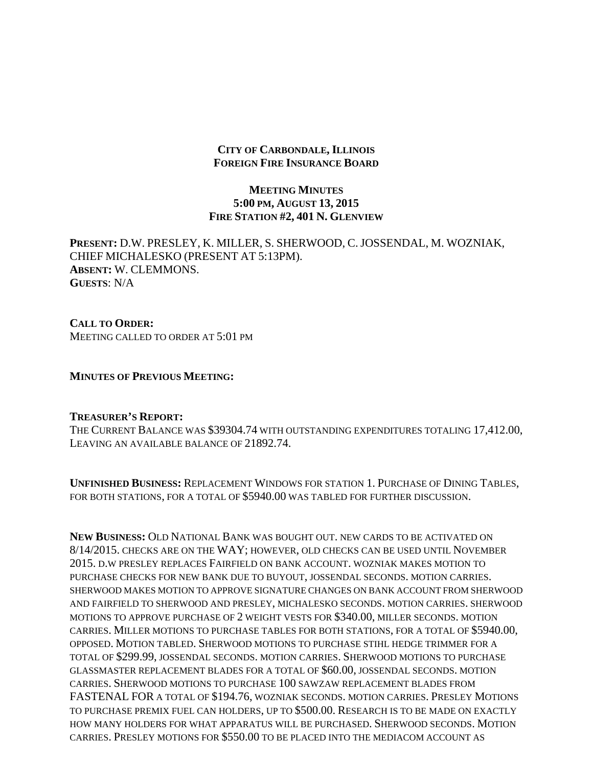**City of Carbondale, Illinois**
**Foreign Fire Insurance Board**

**Meeting Minutes**
**5:00 pm, August 13, 2015**
**Fire Station #2, 401 N. Glenview**

**Present:** D.W. PRESLEY, K. MILLER, S. SHERWOOD, C. JOSSENDAL, M. WOZNIAK, CHIEF MICHALESKO (PRESENT AT 5:13PM).
**Absent:** W. CLEMMONS.
**Guests**: N/A

**Call to Order:**
Meeting called to order at 5:01 pm

**Minutes of Previous Meeting:**

**Treasurer's Report:**
The Current Balance was $39304.74 with outstanding expenditures totaling 17,412.00, Leaving an available balance of 21892.74.

**Unfinished Business:** Replacement Windows for station 1. Purchase of Dining Tables, for both stations, for a total of $5940.00 was tabled for further discussion.

**New Business:** Old National Bank was bought out. new cards to be activated on 8/14/2015. checks are on the WAY; however, old checks can be used until November 2015. d.w presley replaces Fairfield on bank account. wozniak makes motion to purchase checks for new bank due to buyout, jossendal seconds. motion carries. sherwood makes motion to approve signature changes on bank account from sherwood and fairfield to sherwood and presley, michalesko seconds. motion carries. sherwood motions to approve purchase of 2 weight vests for $340.00, miller seconds. motion carries. Miller motions to purchase tables for both stations, for a total of $5940.00, opposed. Motion tabled. Sherwood motions to purchase stihl hedge trimmer for a total of $299.99, jossendal seconds. motion carries. Sherwood motions to purchase glassmaster replacement blades for a total of $60.00, jossendal seconds. motion carries. Sherwood motions to purchase 100 sawzaw replacement blades from FASTENAL FOR a total of $194.76, wozniak seconds. motion carries. Presley Motions to purchase premix fuel can holders, up to $500.00. Research is to be made on exactly how many holders for what apparatus will be purchased. Sherwood seconds. Motion carries. Presley motions for $550.00 to be placed into the mediacom account as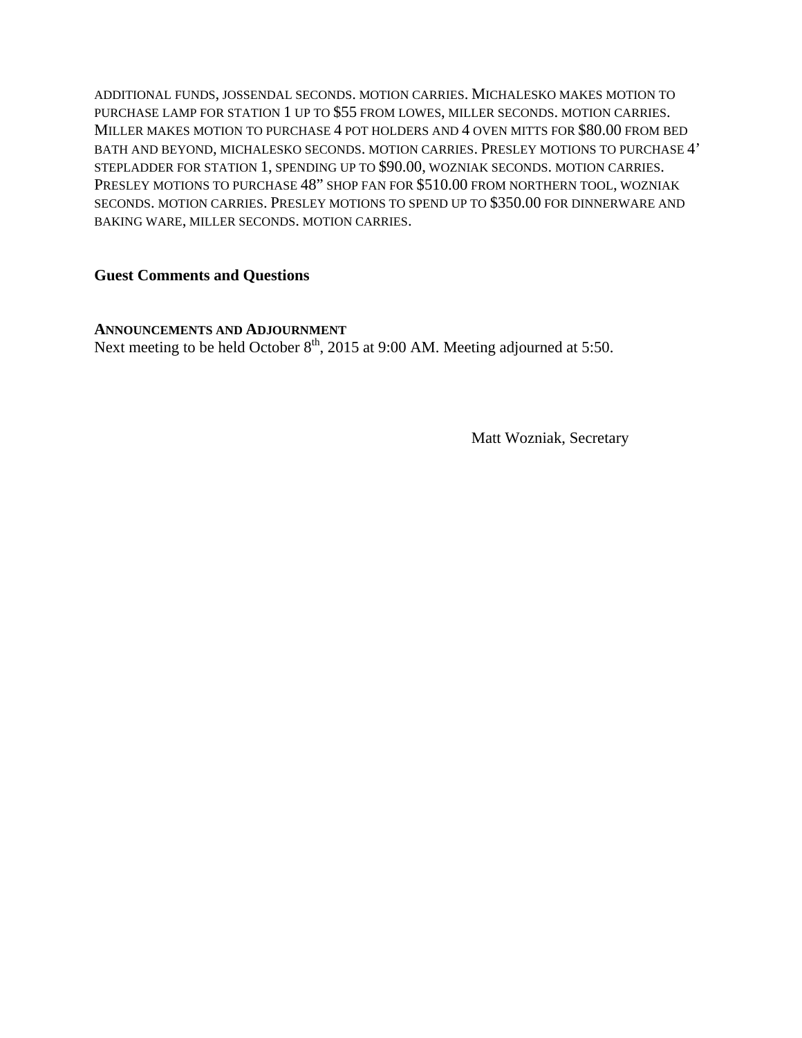additional funds, jossendal seconds. motion carries. Michalesko makes motion to purchase lamp for station 1 up to $55 from lowes, miller seconds. motion carries. Miller makes motion to purchase 4 pot holders and 4 oven mitts for $80.00 from bed bath and beyond, michalesko seconds. motion carries. Presley motions to purchase 4' stepladder for station 1, spending up to $90.00, wozniak seconds. motion carries. Presley motions to purchase 48" shop fan for $510.00 from northern tool, wozniak seconds. motion carries. Presley motions to spend up to $350.00 for dinnerware and baking ware, miller seconds. motion carries.

**Guest Comments and Questions**

**Announcements and Adjournment**

Next meeting to be held October 8th, 2015 at 9:00 AM. Meeting adjourned at 5:50.

Matt Wozniak, Secretary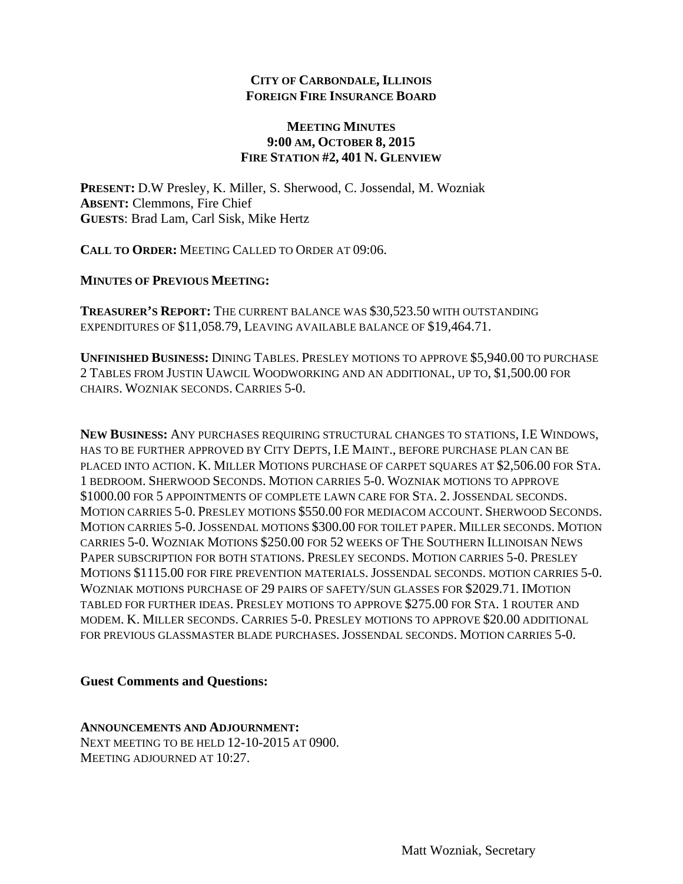**CITY OF CARBONDALE, ILLINOIS**
**FOREIGN FIRE INSURANCE BOARD**

**MEETING MINUTES**
**9:00 AM, OCTOBER 8, 2015**
**FIRE STATION #2, 401 N. GLENVIEW**

**PRESENT:** D.W Presley, K. Miller, S. Sherwood, C. Jossendal, M. Wozniak
**ABSENT:** Clemmons, Fire Chief
**GUESTS**: Brad Lam, Carl Sisk, Mike Hertz

**CALL TO ORDER:** MEETING CALLED TO ORDER AT 09:06.

**MINUTES OF PREVIOUS MEETING:**

**TREASURER'S REPORT:** THE CURRENT BALANCE WAS $30,523.50 WITH OUTSTANDING EXPENDITURES OF $11,058.79, LEAVING AVAILABLE BALANCE OF $19,464.71.

**UNFINISHED BUSINESS:** DINING TABLES. PRESLEY MOTIONS TO APPROVE $5,940.00 TO PURCHASE 2 TABLES FROM JUSTIN UAWCIL WOODWORKING AND AN ADDITIONAL, UP TO, $1,500.00 FOR CHAIRS. WOZNIAK SECONDS. CARRIES 5-0.

**NEW BUSINESS:** ANY PURCHASES REQUIRING STRUCTURAL CHANGES TO STATIONS, I.E WINDOWS, HAS TO BE FURTHER APPROVED BY CITY DEPTS, I.E MAINT., BEFORE PURCHASE PLAN CAN BE PLACED INTO ACTION. K. MILLER MOTIONS PURCHASE OF CARPET SQUARES AT $2,506.00 FOR STA. 1 BEDROOM. SHERWOOD SECONDS. MOTION CARRIES 5-0. WOZNIAK MOTIONS TO APPROVE $1000.00 FOR 5 APPOINTMENTS OF COMPLETE LAWN CARE FOR STA. 2. JOSSENDAL SECONDS. MOTION CARRIES 5-0. PRESLEY MOTIONS $550.00 FOR MEDIACOM ACCOUNT. SHERWOOD SECONDS. MOTION CARRIES 5-0. JOSSENDAL MOTIONS $300.00 FOR TOILET PAPER. MILLER SECONDS. MOTION CARRIES 5-0. WOZNIAK MOTIONS $250.00 FOR 52 WEEKS OF THE SOUTHERN ILLINOISAN NEWS PAPER SUBSCRIPTION FOR BOTH STATIONS. PRESLEY SECONDS. MOTION CARRIES 5-0. PRESLEY MOTIONS $1115.00 FOR FIRE PREVENTION MATERIALS. JOSSENDAL SECONDS. MOTION CARRIES 5-0. WOZNIAK MOTIONS PURCHASE OF 29 PAIRS OF SAFETY/SUN GLASSES FOR $2029.71. IMOTION TABLED FOR FURTHER IDEAS. PRESLEY MOTIONS TO APPROVE $275.00 FOR STA. 1 ROUTER AND MODEM. K. MILLER SECONDS. CARRIES 5-0. PRESLEY MOTIONS TO APPROVE $20.00 ADDITIONAL FOR PREVIOUS GLASSMASTER BLADE PURCHASES. JOSSENDAL SECONDS. MOTION CARRIES 5-0.

**Guest Comments and Questions:**

**ANNOUNCEMENTS AND ADJOURNMENT:**
NEXT MEETING TO BE HELD 12-10-2015 AT 0900.
MEETING ADJOURNED AT 10:27.

Matt Wozniak, Secretary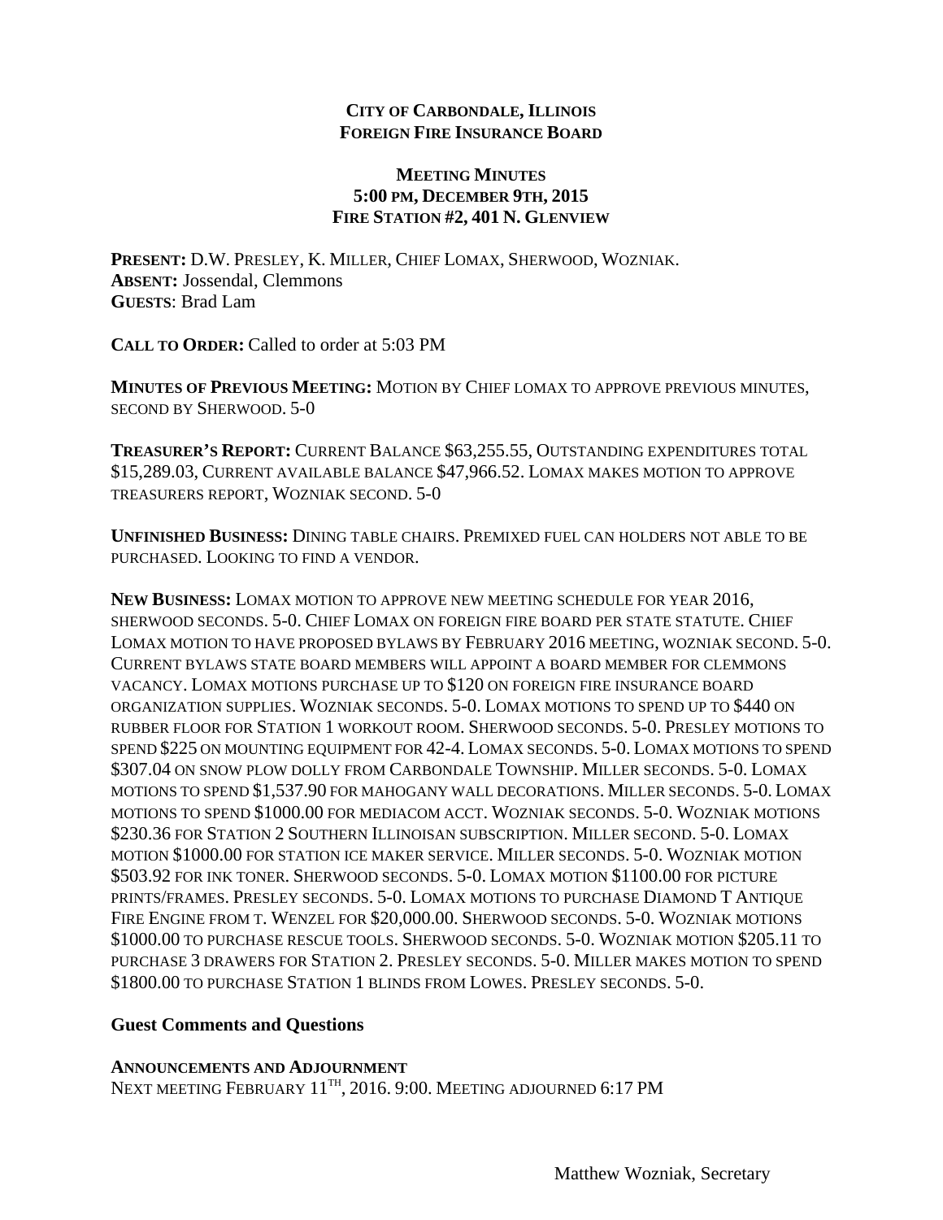**CITY OF CARBONDALE, ILLINOIS**
**FOREIGN FIRE INSURANCE BOARD**

**MEETING MINUTES**
**5:00 PM, DECEMBER 9TH, 2015**
**FIRE STATION #2, 401 N. GLENVIEW**

**PRESENT:** D.W. PRESLEY, K. MILLER, CHIEF LOMAX, SHERWOOD, WOZNIAK.
**ABSENT:** Jossendal, Clemmons
**GUESTS**: Brad Lam

**CALL TO ORDER:** Called to order at 5:03 PM

**MINUTES OF PREVIOUS MEETING:** MOTION BY CHIEF LOMAX TO APPROVE PREVIOUS MINUTES, SECOND BY SHERWOOD. 5-0

**TREASURER'S REPORT:** CURRENT BALANCE $63,255.55, OUTSTANDING EXPENDITURES TOTAL $15,289.03, CURRENT AVAILABLE BALANCE $47,966.52. LOMAX MAKES MOTION TO APPROVE TREASURERS REPORT, WOZNIAK SECOND. 5-0

**UNFINISHED BUSINESS:** DINING TABLE CHAIRS. PREMIXED FUEL CAN HOLDERS NOT ABLE TO BE PURCHASED. LOOKING TO FIND A VENDOR.

**NEW BUSINESS:** LOMAX MOTION TO APPROVE NEW MEETING SCHEDULE FOR YEAR 2016, SHERWOOD SECONDS. 5-0. CHIEF LOMAX ON FOREIGN FIRE BOARD PER STATE STATUTE. CHIEF LOMAX MOTION TO HAVE PROPOSED BYLAWS BY FEBRUARY 2016 MEETING, WOZNIAK SECOND. 5-0. CURRENT BYLAWS STATE BOARD MEMBERS WILL APPOINT A BOARD MEMBER FOR CLEMMONS VACANCY. LOMAX MOTIONS PURCHASE UP TO $120 ON FOREIGN FIRE INSURANCE BOARD ORGANIZATION SUPPLIES. WOZNIAK SECONDS. 5-0. LOMAX MOTIONS TO SPEND UP TO $440 ON RUBBER FLOOR FOR STATION 1 WORKOUT ROOM. SHERWOOD SECONDS. 5-0. PRESLEY MOTIONS TO SPEND $225 ON MOUNTING EQUIPMENT FOR 42-4. LOMAX SECONDS. 5-0. LOMAX MOTIONS TO SPEND $307.04 ON SNOW PLOW DOLLY FROM CARBONDALE TOWNSHIP. MILLER SECONDS. 5-0. LOMAX MOTIONS TO SPEND $1,537.90 FOR MAHOGANY WALL DECORATIONS. MILLER SECONDS. 5-0. LOMAX MOTIONS TO SPEND $1000.00 FOR MEDIACOM ACCT. WOZNIAK SECONDS. 5-0. WOZNIAK MOTIONS $230.36 FOR STATION 2 SOUTHERN ILLINOISAN SUBSCRIPTION. MILLER SECOND. 5-0. LOMAX MOTION $1000.00 FOR STATION ICE MAKER SERVICE. MILLER SECONDS. 5-0. WOZNIAK MOTION $503.92 FOR INK TONER. SHERWOOD SECONDS. 5-0. LOMAX MOTION $1100.00 FOR PICTURE PRINTS/FRAMES. PRESLEY SECONDS. 5-0. LOMAX MOTIONS TO PURCHASE DIAMOND T ANTIQUE FIRE ENGINE FROM T. WENZEL FOR $20,000.00. SHERWOOD SECONDS. 5-0. WOZNIAK MOTIONS $1000.00 TO PURCHASE RESCUE TOOLS. SHERWOOD SECONDS. 5-0. WOZNIAK MOTION $205.11 TO PURCHASE 3 DRAWERS FOR STATION 2. PRESLEY SECONDS. 5-0. MILLER MAKES MOTION TO SPEND $1800.00 TO PURCHASE STATION 1 BLINDS FROM LOWES. PRESLEY SECONDS. 5-0.

**Guest Comments and Questions**

**ANNOUNCEMENTS AND ADJOURNMENT**
NEXT MEETING FEBRUARY 11TH, 2016. 9:00. MEETING ADJOURNED 6:17 PM

Matthew Wozniak, Secretary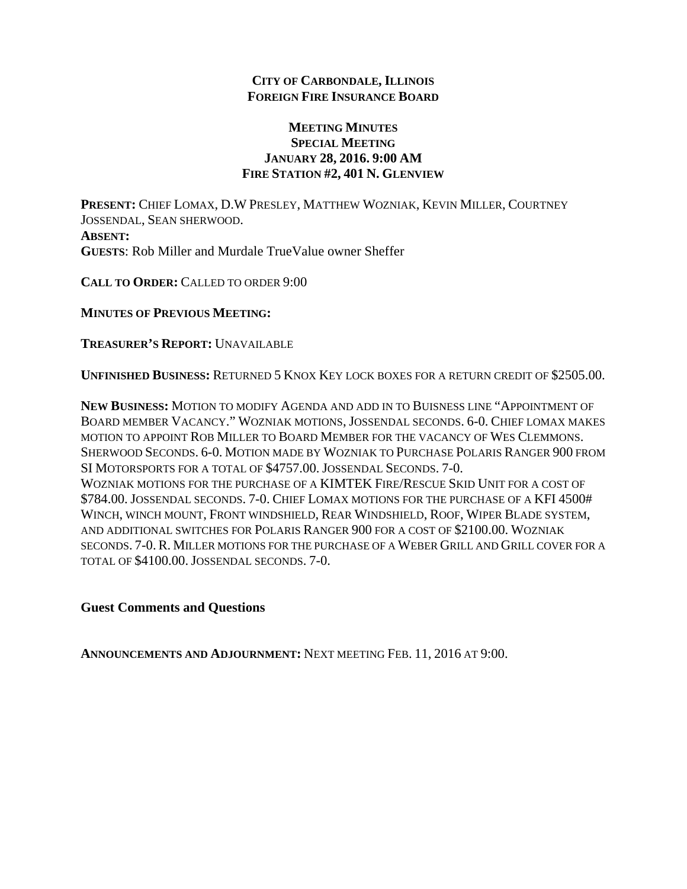**CITY OF CARBONDALE, ILLINOIS**
**FOREIGN FIRE INSURANCE BOARD**

**MEETING MINUTES**
**SPECIAL MEETING**
**JANUARY 28, 2016. 9:00 AM**
**FIRE STATION #2, 401 N. GLENVIEW**

**PRESENT:** CHIEF LOMAX, D.W PRESLEY, MATTHEW WOZNIAK, KEVIN MILLER, COURTNEY JOSSENDAL, SEAN SHERWOOD.
**ABSENT:**
**GUESTS**: Rob Miller and Murdale TrueValue owner Sheffer

**CALL TO ORDER:** CALLED TO ORDER 9:00

**MINUTES OF PREVIOUS MEETING:**

**TREASURER'S REPORT:** UNAVAILABLE

**UNFINISHED BUSINESS:** RETURNED 5 KNOX KEY LOCK BOXES FOR A RETURN CREDIT OF $2505.00.

**NEW BUSINESS:** MOTION TO MODIFY AGENDA AND ADD IN TO BUISNESS LINE "APPOINTMENT OF BOARD MEMBER VACANCY." WOZNIAK MOTIONS, JOSSENDAL SECONDS. 6-0. CHIEF LOMAX MAKES MOTION TO APPOINT ROB MILLER TO BOARD MEMBER FOR THE VACANCY OF WES CLEMMONS. SHERWOOD SECONDS. 6-0. MOTION MADE BY WOZNIAK TO PURCHASE POLARIS RANGER 900 FROM SI MOTORSPORTS FOR A TOTAL OF $4757.00. JOSSENDAL SECONDS. 7-0.
WOZNIAK MOTIONS FOR THE PURCHASE OF A KIMTEK FIRE/RESCUE SKID UNIT FOR A COST OF $784.00. JOSSENDAL SECONDS. 7-0. CHIEF LOMAX MOTIONS FOR THE PURCHASE OF A KFI 4500# WINCH, WINCH MOUNT, FRONT WINDSHIELD, REAR WINDSHIELD, ROOF, WIPER BLADE SYSTEM, AND ADDITIONAL SWITCHES FOR POLARIS RANGER 900 FOR A COST OF $2100.00. WOZNIAK SECONDS. 7-0. R. MILLER MOTIONS FOR THE PURCHASE OF A WEBER GRILL AND GRILL COVER FOR A TOTAL OF $4100.00. JOSSENDAL SECONDS. 7-0.

**Guest Comments and Questions**

**ANNOUNCEMENTS AND ADJOURNMENT:** NEXT MEETING FEB. 11, 2016 AT 9:00.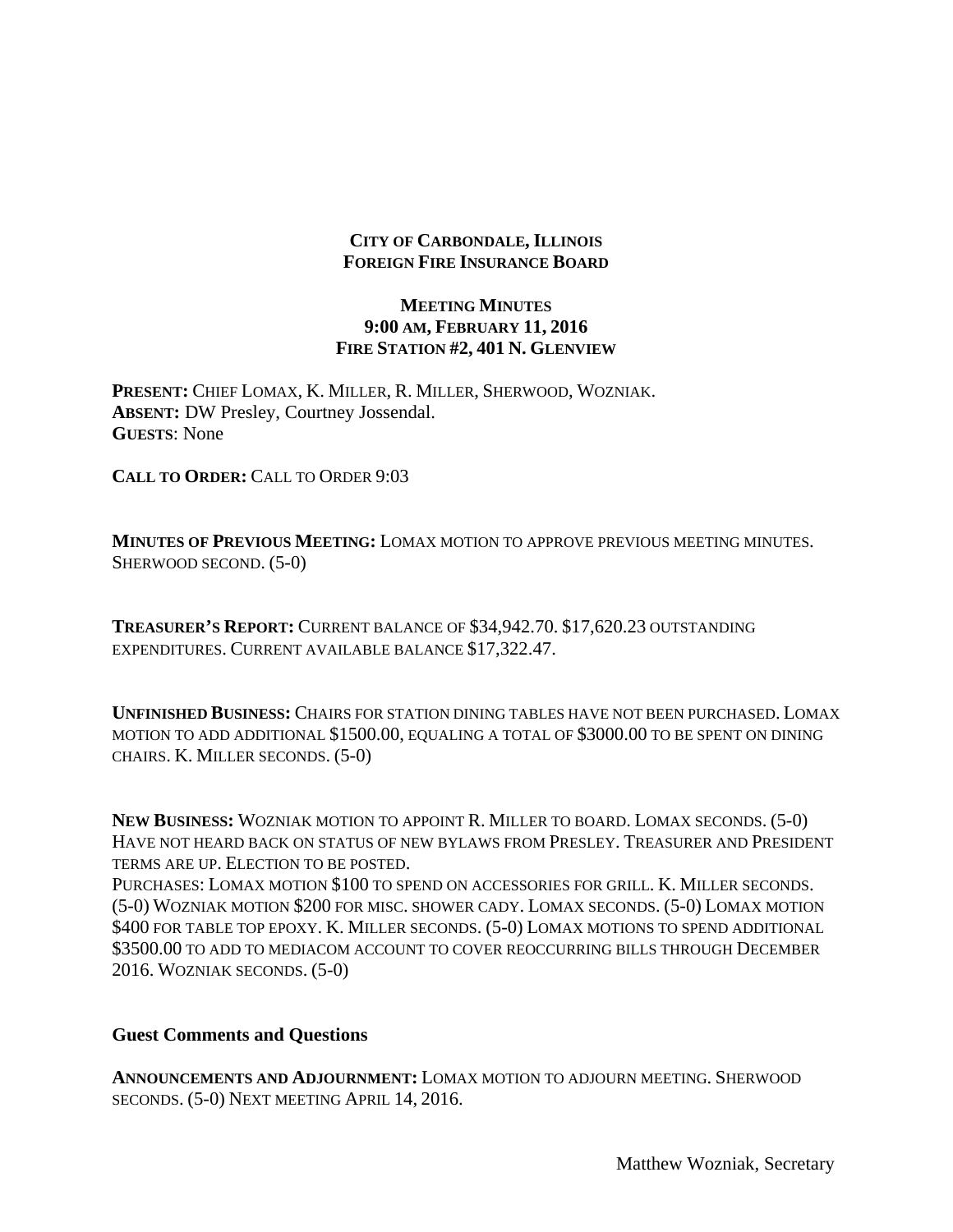**CITY OF CARBONDALE, ILLINOIS**
**FOREIGN FIRE INSURANCE BOARD**

**MEETING MINUTES**
**9:00 AM, FEBRUARY 11, 2016**
**FIRE STATION #2, 401 N. GLENVIEW**

**PRESENT:** CHIEF LOMAX, K. MILLER, R. MILLER, SHERWOOD, WOZNIAK.
**ABSENT:** DW Presley, Courtney Jossendal.
**GUESTS**: None

**CALL TO ORDER:** CALL TO ORDER 9:03

**MINUTES OF PREVIOUS MEETING:** LOMAX MOTION TO APPROVE PREVIOUS MEETING MINUTES. SHERWOOD SECOND. (5-0)

**TREASURER'S REPORT:** CURRENT BALANCE OF $34,942.70. $17,620.23 OUTSTANDING EXPENDITURES. CURRENT AVAILABLE BALANCE $17,322.47.

**UNFINISHED BUSINESS:** CHAIRS FOR STATION DINING TABLES HAVE NOT BEEN PURCHASED. LOMAX MOTION TO ADD ADDITIONAL $1500.00, EQUALING A TOTAL OF $3000.00 TO BE SPENT ON DINING CHAIRS. K. MILLER SECONDS. (5-0)

**NEW BUSINESS:** WOZNIAK MOTION TO APPOINT R. MILLER TO BOARD. LOMAX SECONDS. (5-0) HAVE NOT HEARD BACK ON STATUS OF NEW BYLAWS FROM PRESLEY. TREASURER AND PRESIDENT TERMS ARE UP. ELECTION TO BE POSTED.
PURCHASES: LOMAX MOTION $100 TO SPEND ON ACCESSORIES FOR GRILL. K. MILLER SECONDS. (5-0) WOZNIAK MOTION $200 FOR MISC. SHOWER CADY. LOMAX SECONDS. (5-0) LOMAX MOTION $400 FOR TABLE TOP EPOXY. K. MILLER SECONDS. (5-0) LOMAX MOTIONS TO SPEND ADDITIONAL $3500.00 TO ADD TO MEDIACOM ACCOUNT TO COVER REOCCURRING BILLS THROUGH DECEMBER 2016. WOZNIAK SECONDS. (5-0)

**Guest Comments and Questions**

**ANNOUNCEMENTS AND ADJOURNMENT:** LOMAX MOTION TO ADJOURN MEETING. SHERWOOD SECONDS. (5-0) NEXT MEETING APRIL 14, 2016.

Matthew Wozniak, Secretary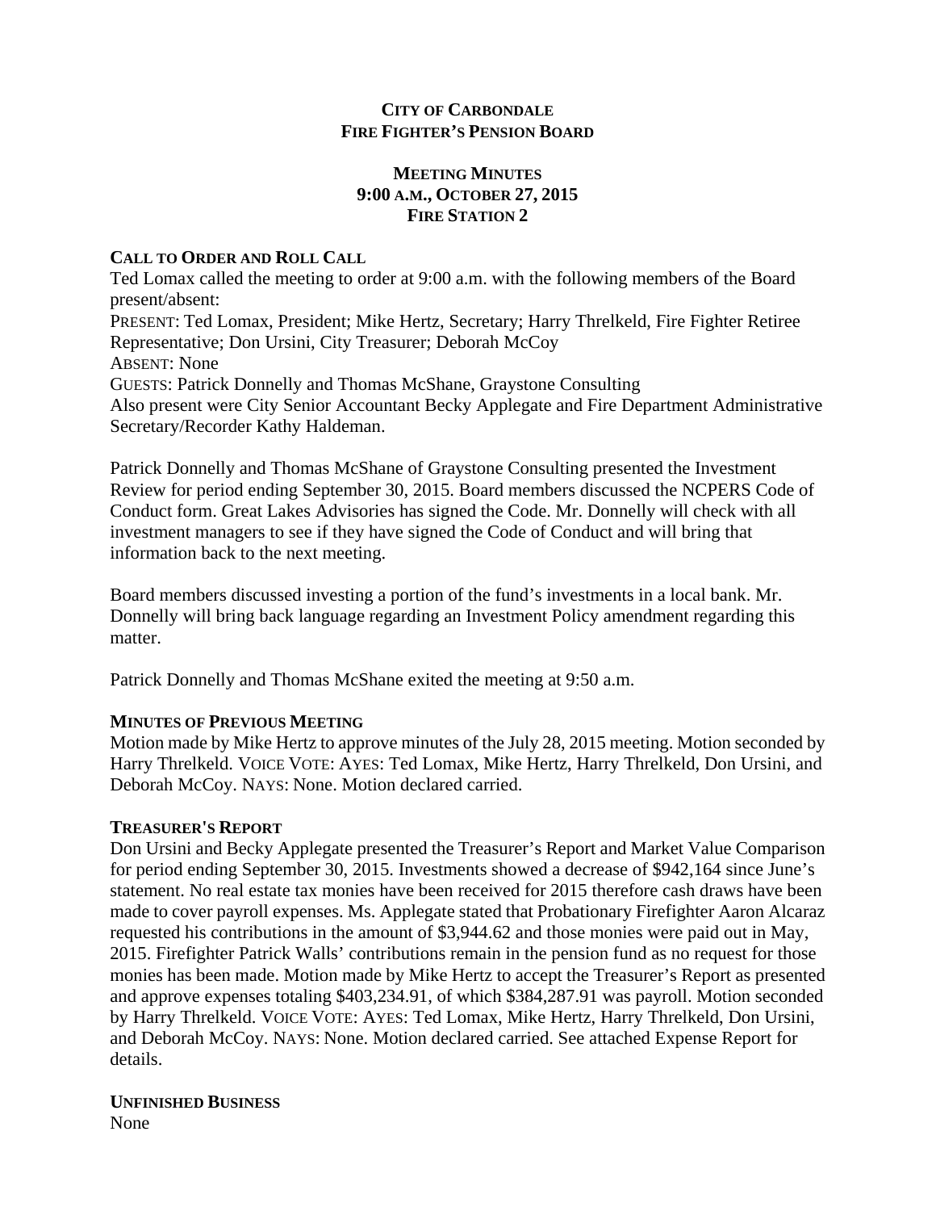**CITY OF CARBONDALE**
**FIRE FIGHTER'S PENSION BOARD**

**MEETING MINUTES**
**9:00 A.M., OCTOBER 27, 2015**
**FIRE STATION 2**

**CALL TO ORDER AND ROLL CALL**

Ted Lomax called the meeting to order at 9:00 a.m. with the following members of the Board present/absent:
PRESENT: Ted Lomax, President; Mike Hertz, Secretary; Harry Threlkeld, Fire Fighter Retiree Representative; Don Ursini, City Treasurer; Deborah McCoy
ABSENT: None
GUESTS: Patrick Donnelly and Thomas McShane, Graystone Consulting
Also present were City Senior Accountant Becky Applegate and Fire Department Administrative Secretary/Recorder Kathy Haldeman.

Patrick Donnelly and Thomas McShane of Graystone Consulting presented the Investment Review for period ending September 30, 2015. Board members discussed the NCPERS Code of Conduct form. Great Lakes Advisories has signed the Code. Mr. Donnelly will check with all investment managers to see if they have signed the Code of Conduct and will bring that information back to the next meeting.

Board members discussed investing a portion of the fund's investments in a local bank. Mr. Donnelly will bring back language regarding an Investment Policy amendment regarding this matter.

Patrick Donnelly and Thomas McShane exited the meeting at 9:50 a.m.

**MINUTES OF PREVIOUS MEETING**

Motion made by Mike Hertz to approve minutes of the July 28, 2015 meeting. Motion seconded by Harry Threlkeld. VOICE VOTE: AYES: Ted Lomax, Mike Hertz, Harry Threlkeld, Don Ursini, and Deborah McCoy. NAYS: None. Motion declared carried.

**TREASURER'S REPORT**

Don Ursini and Becky Applegate presented the Treasurer's Report and Market Value Comparison for period ending September 30, 2015. Investments showed a decrease of $942,164 since June's statement. No real estate tax monies have been received for 2015 therefore cash draws have been made to cover payroll expenses. Ms. Applegate stated that Probationary Firefighter Aaron Alcaraz requested his contributions in the amount of $3,944.62 and those monies were paid out in May, 2015. Firefighter Patrick Walls' contributions remain in the pension fund as no request for those monies has been made. Motion made by Mike Hertz to accept the Treasurer's Report as presented and approve expenses totaling $403,234.91, of which $384,287.91 was payroll. Motion seconded by Harry Threlkeld. VOICE VOTE: AYES: Ted Lomax, Mike Hertz, Harry Threlkeld, Don Ursini, and Deborah McCoy. NAYS: None. Motion declared carried. See attached Expense Report for details.

**UNFINISHED BUSINESS**

None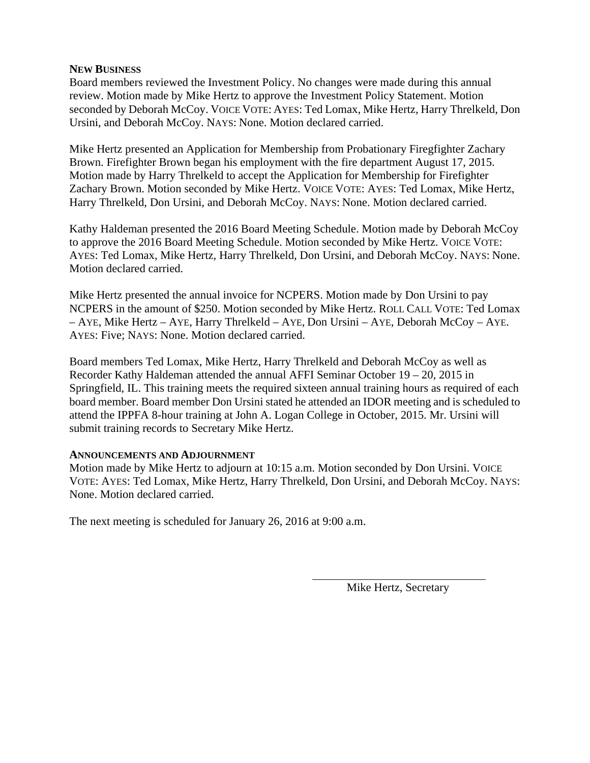**NEW BUSINESS**

Board members reviewed the Investment Policy. No changes were made during this annual review. Motion made by Mike Hertz to approve the Investment Policy Statement. Motion seconded by Deborah McCoy. VOICE VOTE: AYES: Ted Lomax, Mike Hertz, Harry Threlkeld, Don Ursini, and Deborah McCoy. NAYS: None. Motion declared carried.

Mike Hertz presented an Application for Membership from Probationary Firegfighter Zachary Brown. Firefighter Brown began his employment with the fire department August 17, 2015. Motion made by Harry Threlkeld to accept the Application for Membership for Firefighter Zachary Brown. Motion seconded by Mike Hertz. VOICE VOTE: AYES: Ted Lomax, Mike Hertz, Harry Threlkeld, Don Ursini, and Deborah McCoy. NAYS: None. Motion declared carried.

Kathy Haldeman presented the 2016 Board Meeting Schedule. Motion made by Deborah McCoy to approve the 2016 Board Meeting Schedule. Motion seconded by Mike Hertz. VOICE VOTE: AYES: Ted Lomax, Mike Hertz, Harry Threlkeld, Don Ursini, and Deborah McCoy. NAYS: None. Motion declared carried.

Mike Hertz presented the annual invoice for NCPERS. Motion made by Don Ursini to pay NCPERS in the amount of $250. Motion seconded by Mike Hertz. ROLL CALL VOTE: Ted Lomax – AYE, Mike Hertz – AYE, Harry Threlkeld – AYE, Don Ursini – AYE, Deborah McCoy – AYE. AYES: Five; NAYS: None. Motion declared carried.

Board members Ted Lomax, Mike Hertz, Harry Threlkeld and Deborah McCoy as well as Recorder Kathy Haldeman attended the annual AFFI Seminar October 19 – 20, 2015 in Springfield, IL. This training meets the required sixteen annual training hours as required of each board member. Board member Don Ursini stated he attended an IDOR meeting and is scheduled to attend the IPPFA 8-hour training at John A. Logan College in October, 2015. Mr. Ursini will submit training records to Secretary Mike Hertz.

**ANNOUNCEMENTS AND ADJOURNMENT**

Motion made by Mike Hertz to adjourn at 10:15 a.m. Motion seconded by Don Ursini. VOICE VOTE: AYES: Ted Lomax, Mike Hertz, Harry Threlkeld, Don Ursini, and Deborah McCoy. NAYS: None. Motion declared carried.

The next meeting is scheduled for January 26, 2016 at 9:00 a.m.

\_\_\_\_\_\_\_\_\_\_\_\_\_\_\_\_\_\_\_\_\_\_\_\_\_\_\_\_\_\_

Mike Hertz, Secretary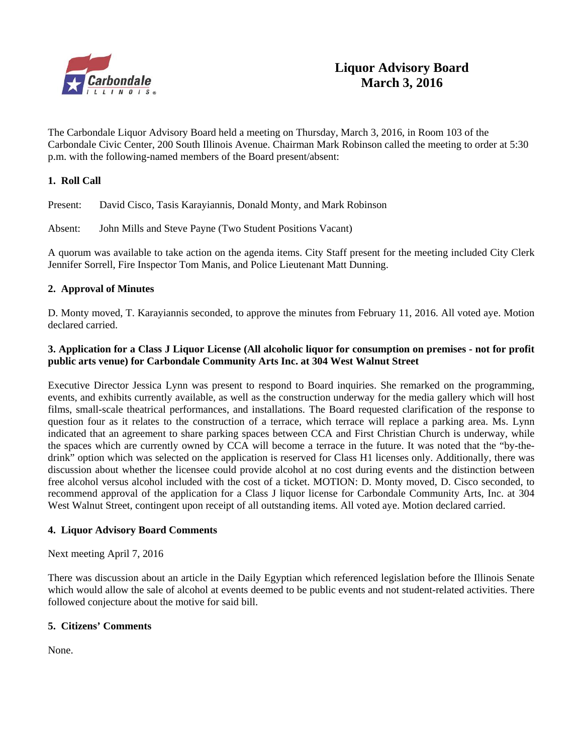# Liquor Advisory Board
## March 3, 2016

The Carbondale Liquor Advisory Board held a meeting on Thursday, March 3, 2016, in Room 103 of the Carbondale Civic Center, 200 South Illinois Avenue. Chairman Mark Robinson called the meeting to order at 5:30 p.m. with the following-named members of the Board present/absent:

### 1. Roll Call

Present: David Cisco, Tasis Karayiannis, Donald Monty, and Mark Robinson

Absent: John Mills and Steve Payne (Two Student Positions Vacant)

A quorum was available to take action on the agenda items. City Staff present for the meeting included City Clerk Jennifer Sorrell, Fire Inspector Tom Manis, and Police Lieutenant Matt Dunning.

### 2. Approval of Minutes

D. Monty moved, T. Karayiannis seconded, to approve the minutes from February 11, 2016. All voted aye. Motion declared carried.

### 3. Application for a Class J Liquor License (All alcoholic liquor for consumption on premises - not for profit public arts venue) for Carbondale Community Arts Inc. at 304 West Walnut Street

Executive Director Jessica Lynn was present to respond to Board inquiries. She remarked on the programming, events, and exhibits currently available, as well as the construction underway for the media gallery which will host films, small-scale theatrical performances, and installations. The Board requested clarification of the response to question four as it relates to the construction of a terrace, which terrace will replace a parking area. Ms. Lynn indicated that an agreement to share parking spaces between CCA and First Christian Church is underway, while the spaces which are currently owned by CCA will become a terrace in the future. It was noted that the "by-the-drink" option which was selected on the application is reserved for Class H1 licenses only. Additionally, there was discussion about whether the licensee could provide alcohol at no cost during events and the distinction between free alcohol versus alcohol included with the cost of a ticket. MOTION: D. Monty moved, D. Cisco seconded, to recommend approval of the application for a Class J liquor license for Carbondale Community Arts, Inc. at 304 West Walnut Street, contingent upon receipt of all outstanding items. All voted aye. Motion declared carried.

### 4. Liquor Advisory Board Comments

Next meeting April 7, 2016

There was discussion about an article in the Daily Egyptian which referenced legislation before the Illinois Senate which would allow the sale of alcohol at events deemed to be public events and not student-related activities. There followed conjecture about the motive for said bill.

### 5. Citizens' Comments

None.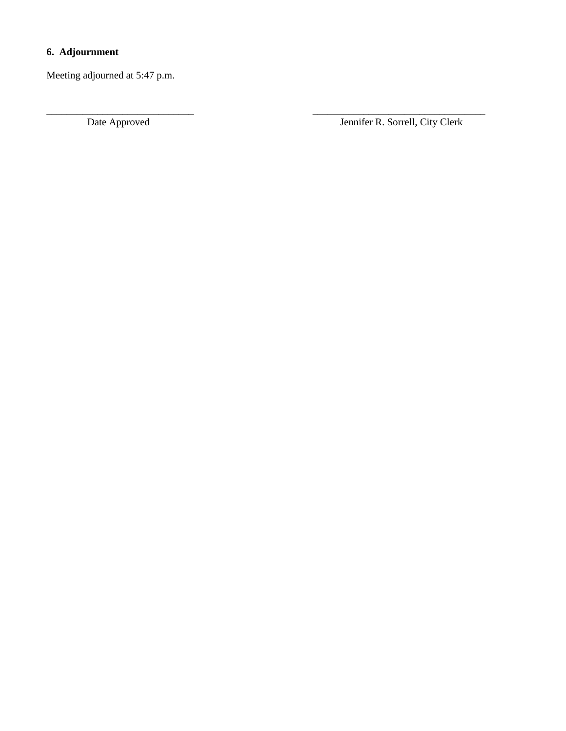**6. Adjournment**

Meeting adjourned at 5:47 p.m.

______________________________ ___________________________________

Date Approved Jennifer R. Sorrell, City Clerk